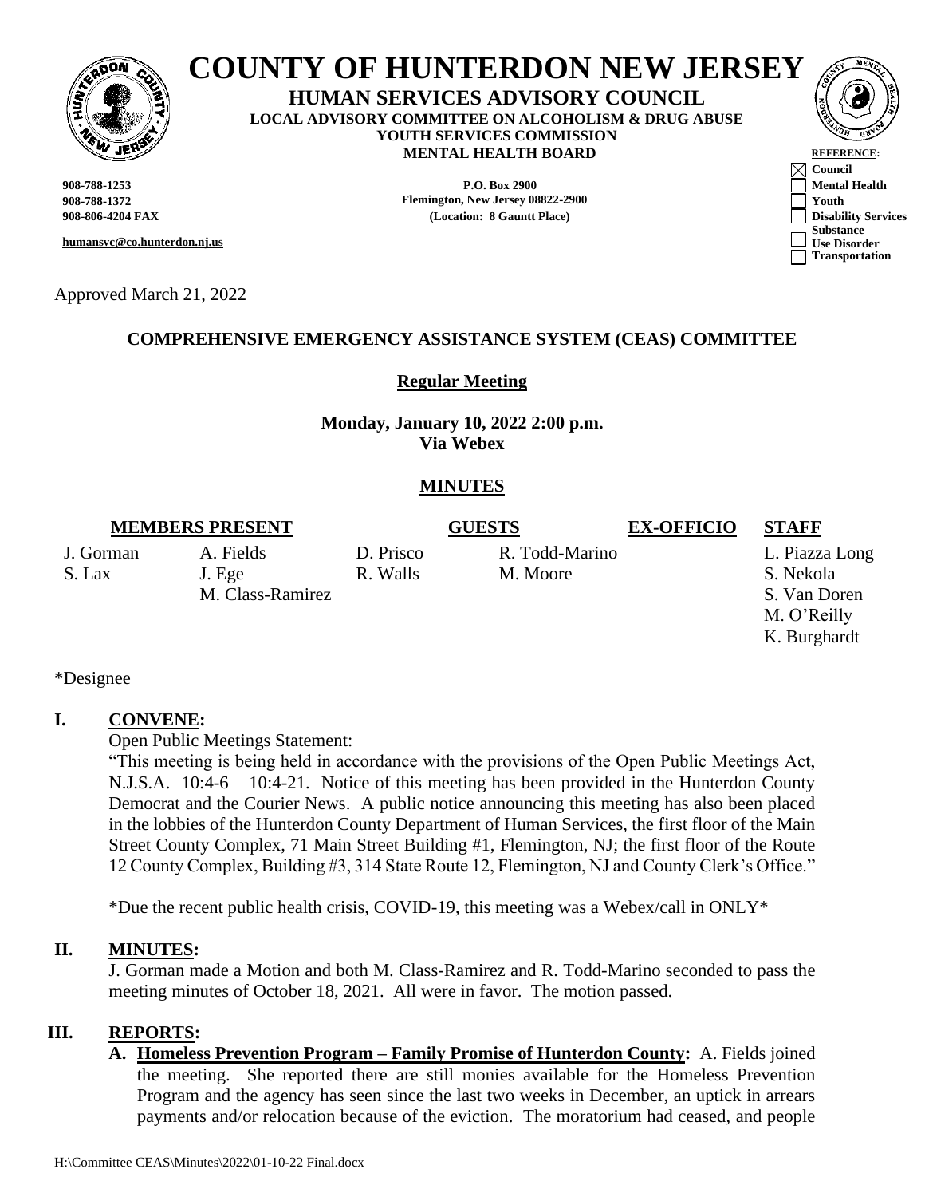# COUNTY OF HUNTERDON NEW JERSEY

**HUMAN SERVICES ADVISORY COUNCIL**
**LOCAL ADVISORY COMMITTEE ON ALCOHOLISM & DRUG ABUSE**
**YOUTH SERVICES COMMISSION**
**MENTAL HEALTH BOARD**

**908-788-1253**
**908-788-1372**
**908-806-4204 FAX**

**humansvc@co.hunterdon.nj.us**

**P.O. Box 2900**
**Flemington, New Jersey 08822-2900**
**(Location: 8 Gauntt Place)**

**REFERENCE:**
- [x] Council
- [ ] Mental Health
- [ ] Youth
- [ ] Disability Services
- [ ] Substance Use Disorder
- [ ] Transportation

Approved March 21, 2022

**COMPREHENSIVE EMERGENCY ASSISTANCE SYSTEM (CEAS) COMMITTEE**

**Regular Meeting**

**Monday, January 10, 2022 2:00 p.m.**
**Via Webex**

**MINUTES**

| MEMBERS PRESENT | | | GUESTS | EX-OFFICIO | STAFF |
|---|---|---|---|---|---|
| J. Gorman | A. Fields | D. Prisco | R. Todd-Marino | | L. Piazza Long |
| S. Lax | J. Ege | R. Walls | M. Moore | | S. Nekola |
| | M. Class-Ramirez | | | | S. Van Doren |
| | | | | | M. O'Reilly |
| | | | | | K. Burghardt |

*Designee

## I. CONVENE:

Open Public Meetings Statement:

"This meeting is being held in accordance with the provisions of the Open Public Meetings Act, N.J.S.A. 10:4-6 – 10:4-21. Notice of this meeting has been provided in the Hunterdon County Democrat and the Courier News. A public notice announcing this meeting has also been placed in the lobbies of the Hunterdon County Department of Human Services, the first floor of the Main Street County Complex, 71 Main Street Building #1, Flemington, NJ; the first floor of the Route 12 County Complex, Building #3, 314 State Route 12, Flemington, NJ and County Clerk's Office."

*Due the recent public health crisis, COVID-19, this meeting was a Webex/call in ONLY*

## II. MINUTES:

J. Gorman made a Motion and both M. Class-Ramirez and R. Todd-Marino seconded to pass the meeting minutes of October 18, 2021. All were in favor. The motion passed.

## III. REPORTS:

**A. Homeless Prevention Program – Family Promise of Hunterdon County:** A. Fields joined the meeting. She reported there are still monies available for the Homeless Prevention Program and the agency has seen since the last two weeks in December, an uptick in arrears payments and/or relocation because of the eviction. The moratorium had ceased, and people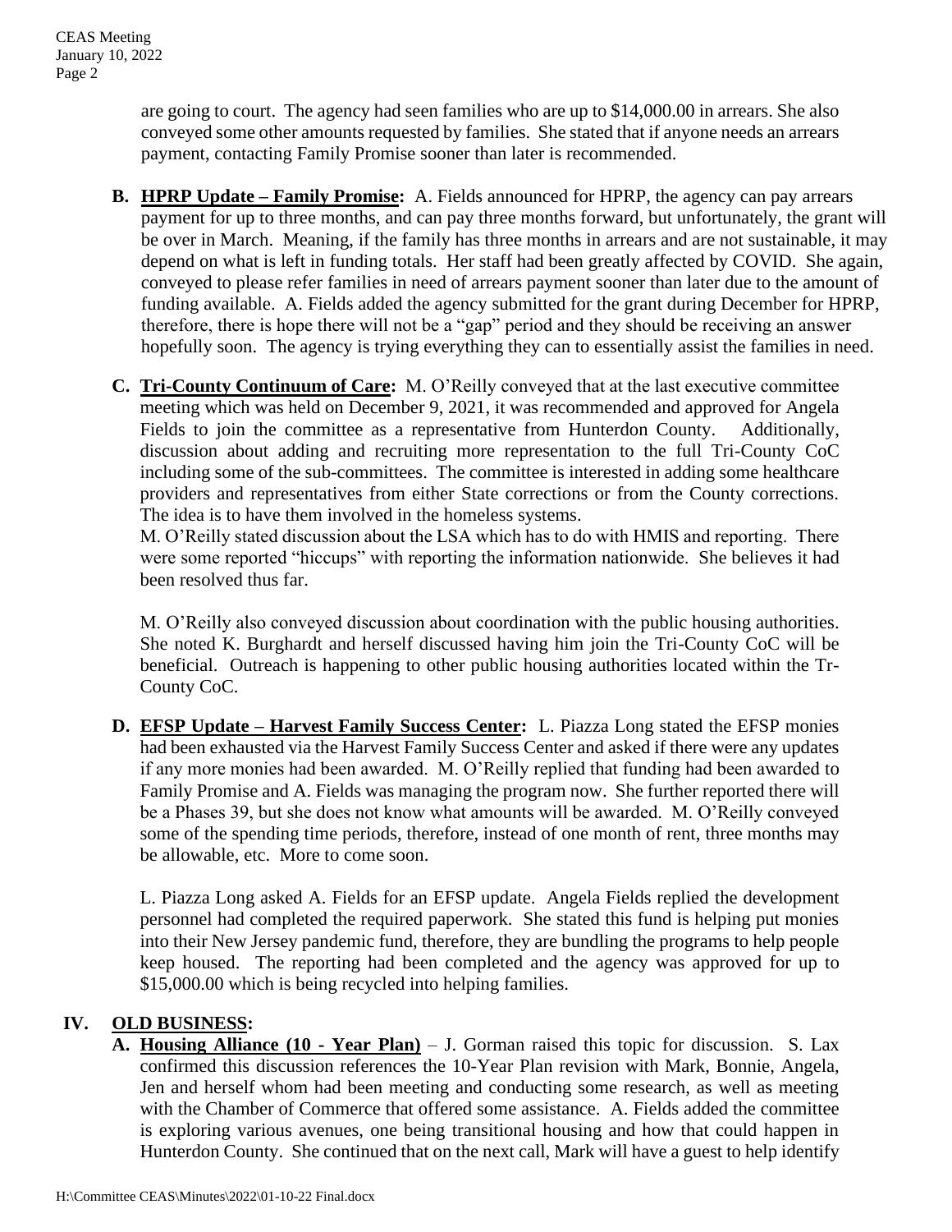are going to court. The agency had seen families who are up to $14,000.00 in arrears. She also conveyed some other amounts requested by families. She stated that if anyone needs an arrears payment, contacting Family Promise sooner than later is recommended.

**B. HPRP Update – Family Promise:** A. Fields announced for HPRP, the agency can pay arrears payment for up to three months, and can pay three months forward, but unfortunately, the grant will be over in March. Meaning, if the family has three months in arrears and are not sustainable, it may depend on what is left in funding totals. Her staff had been greatly affected by COVID. She again, conveyed to please refer families in need of arrears payment sooner than later due to the amount of funding available. A. Fields added the agency submitted for the grant during December for HPRP, therefore, there is hope there will not be a "gap" period and they should be receiving an answer hopefully soon. The agency is trying everything they can to essentially assist the families in need.

**C. Tri-County Continuum of Care:** M. O'Reilly conveyed that at the last executive committee meeting which was held on December 9, 2021, it was recommended and approved for Angela Fields to join the committee as a representative from Hunterdon County. Additionally, discussion about adding and recruiting more representation to the full Tri-County CoC including some of the sub-committees. The committee is interested in adding some healthcare providers and representatives from either State corrections or from the County corrections. The idea is to have them involved in the homeless systems.
M. O'Reilly stated discussion about the LSA which has to do with HMIS and reporting. There were some reported "hiccups" with reporting the information nationwide. She believes it had been resolved thus far.

M. O'Reilly also conveyed discussion about coordination with the public housing authorities. She noted K. Burghardt and herself discussed having him join the Tri-County CoC will be beneficial. Outreach is happening to other public housing authorities located within the Tr-County CoC.

**D. EFSP Update – Harvest Family Success Center:** L. Piazza Long stated the EFSP monies had been exhausted via the Harvest Family Success Center and asked if there were any updates if any more monies had been awarded. M. O'Reilly replied that funding had been awarded to Family Promise and A. Fields was managing the program now. She further reported there will be a Phases 39, but she does not know what amounts will be awarded. M. O'Reilly conveyed some of the spending time periods, therefore, instead of one month of rent, three months may be allowable, etc. More to come soon.

L. Piazza Long asked A. Fields for an EFSP update. Angela Fields replied the development personnel had completed the required paperwork. She stated this fund is helping put monies into their New Jersey pandemic fund, therefore, they are bundling the programs to help people keep housed. The reporting had been completed and the agency was approved for up to $15,000.00 which is being recycled into helping families.

## IV. OLD BUSINESS:

**A. Housing Alliance (10 - Year Plan)** – J. Gorman raised this topic for discussion. S. Lax confirmed this discussion references the 10-Year Plan revision with Mark, Bonnie, Angela, Jen and herself whom had been meeting and conducting some research, as well as meeting with the Chamber of Commerce that offered some assistance. A. Fields added the committee is exploring various avenues, one being transitional housing and how that could happen in Hunterdon County. She continued that on the next call, Mark will have a guest to help identify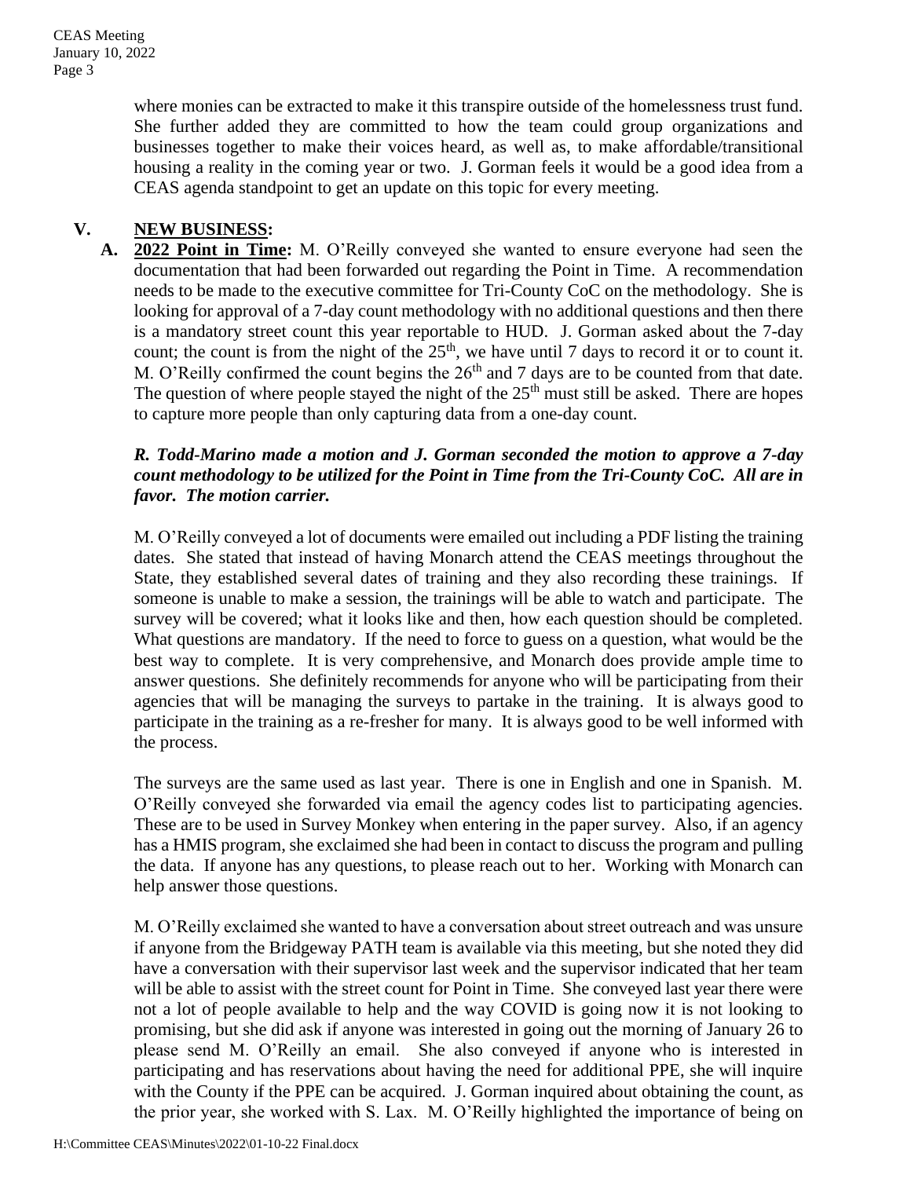where monies can be extracted to make it this transpire outside of the homelessness trust fund. She further added they are committed to how the team could group organizations and businesses together to make their voices heard, as well as, to make affordable/transitional housing a reality in the coming year or two. J. Gorman feels it would be a good idea from a CEAS agenda standpoint to get an update on this topic for every meeting.

## V. NEW BUSINESS:

**A. 2022 Point in Time:** M. O'Reilly conveyed she wanted to ensure everyone had seen the documentation that had been forwarded out regarding the Point in Time. A recommendation needs to be made to the executive committee for Tri-County CoC on the methodology. She is looking for approval of a 7-day count methodology with no additional questions and then there is a mandatory street count this year reportable to HUD. J. Gorman asked about the 7-day count; the count is from the night of the 25th, we have until 7 days to record it or to count it. M. O'Reilly confirmed the count begins the 26th and 7 days are to be counted from that date. The question of where people stayed the night of the 25th must still be asked. There are hopes to capture more people than only capturing data from a one-day count.

***R. Todd-Marino made a motion and J. Gorman seconded the motion to approve a 7-day count methodology to be utilized for the Point in Time from the Tri-County CoC. All are in favor. The motion carrier.***

M. O'Reilly conveyed a lot of documents were emailed out including a PDF listing the training dates. She stated that instead of having Monarch attend the CEAS meetings throughout the State, they established several dates of training and they also recording these trainings. If someone is unable to make a session, the trainings will be able to watch and participate. The survey will be covered; what it looks like and then, how each question should be completed. What questions are mandatory. If the need to force to guess on a question, what would be the best way to complete. It is very comprehensive, and Monarch does provide ample time to answer questions. She definitely recommends for anyone who will be participating from their agencies that will be managing the surveys to partake in the training. It is always good to participate in the training as a re-fresher for many. It is always good to be well informed with the process.

The surveys are the same used as last year. There is one in English and one in Spanish. M. O'Reilly conveyed she forwarded via email the agency codes list to participating agencies. These are to be used in Survey Monkey when entering in the paper survey. Also, if an agency has a HMIS program, she exclaimed she had been in contact to discuss the program and pulling the data. If anyone has any questions, to please reach out to her. Working with Monarch can help answer those questions.

M. O'Reilly exclaimed she wanted to have a conversation about street outreach and was unsure if anyone from the Bridgeway PATH team is available via this meeting, but she noted they did have a conversation with their supervisor last week and the supervisor indicated that her team will be able to assist with the street count for Point in Time. She conveyed last year there were not a lot of people available to help and the way COVID is going now it is not looking to promising, but she did ask if anyone was interested in going out the morning of January 26 to please send M. O'Reilly an email. She also conveyed if anyone who is interested in participating and has reservations about having the need for additional PPE, she will inquire with the County if the PPE can be acquired. J. Gorman inquired about obtaining the count, as the prior year, she worked with S. Lax. M. O'Reilly highlighted the importance of being on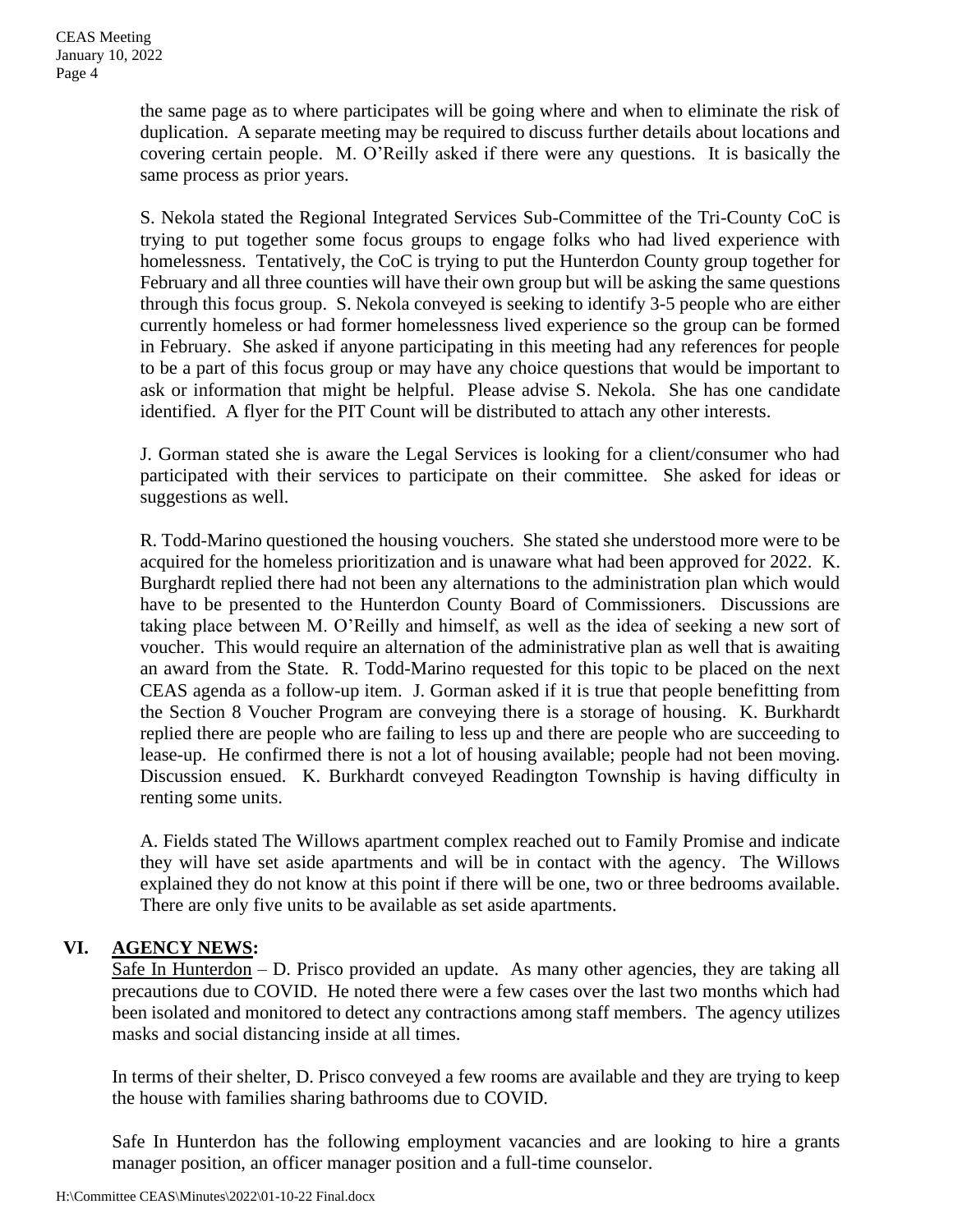the same page as to where participates will be going where and when to eliminate the risk of duplication. A separate meeting may be required to discuss further details about locations and covering certain people. M. O'Reilly asked if there were any questions. It is basically the same process as prior years.

S. Nekola stated the Regional Integrated Services Sub-Committee of the Tri-County CoC is trying to put together some focus groups to engage folks who had lived experience with homelessness. Tentatively, the CoC is trying to put the Hunterdon County group together for February and all three counties will have their own group but will be asking the same questions through this focus group. S. Nekola conveyed is seeking to identify 3-5 people who are either currently homeless or had former homelessness lived experience so the group can be formed in February. She asked if anyone participating in this meeting had any references for people to be a part of this focus group or may have any choice questions that would be important to ask or information that might be helpful. Please advise S. Nekola. She has one candidate identified. A flyer for the PIT Count will be distributed to attach any other interests.

J. Gorman stated she is aware the Legal Services is looking for a client/consumer who had participated with their services to participate on their committee. She asked for ideas or suggestions as well.

R. Todd-Marino questioned the housing vouchers. She stated she understood more were to be acquired for the homeless prioritization and is unaware what had been approved for 2022. K. Burghardt replied there had not been any alternations to the administration plan which would have to be presented to the Hunterdon County Board of Commissioners. Discussions are taking place between M. O'Reilly and himself, as well as the idea of seeking a new sort of voucher. This would require an alternation of the administrative plan as well that is awaiting an award from the State. R. Todd-Marino requested for this topic to be placed on the next CEAS agenda as a follow-up item. J. Gorman asked if it is true that people benefitting from the Section 8 Voucher Program are conveying there is a storage of housing. K. Burkhardt replied there are people who are failing to less up and there are people who are succeeding to lease-up. He confirmed there is not a lot of housing available; people had not been moving. Discussion ensued. K. Burkhardt conveyed Readington Township is having difficulty in renting some units.

A. Fields stated The Willows apartment complex reached out to Family Promise and indicate they will have set aside apartments and will be in contact with the agency. The Willows explained they do not know at this point if there will be one, two or three bedrooms available. There are only five units to be available as set aside apartments.

## VI. AGENCY NEWS:

Safe In Hunterdon – D. Prisco provided an update. As many other agencies, they are taking all precautions due to COVID. He noted there were a few cases over the last two months which had been isolated and monitored to detect any contractions among staff members. The agency utilizes masks and social distancing inside at all times.

In terms of their shelter, D. Prisco conveyed a few rooms are available and they are trying to keep the house with families sharing bathrooms due to COVID.

Safe In Hunterdon has the following employment vacancies and are looking to hire a grants manager position, an officer manager position and a full-time counselor.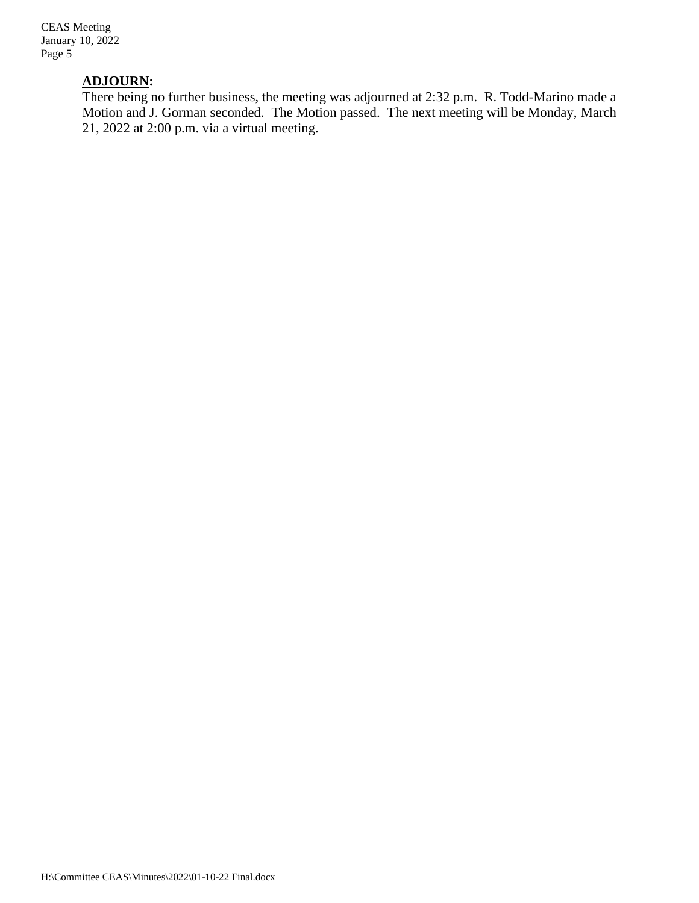**ADJOURN:**

There being no further business, the meeting was adjourned at 2:32 p.m. R. Todd-Marino made a Motion and J. Gorman seconded. The Motion passed. The next meeting will be Monday, March 21, 2022 at 2:00 p.m. via a virtual meeting.